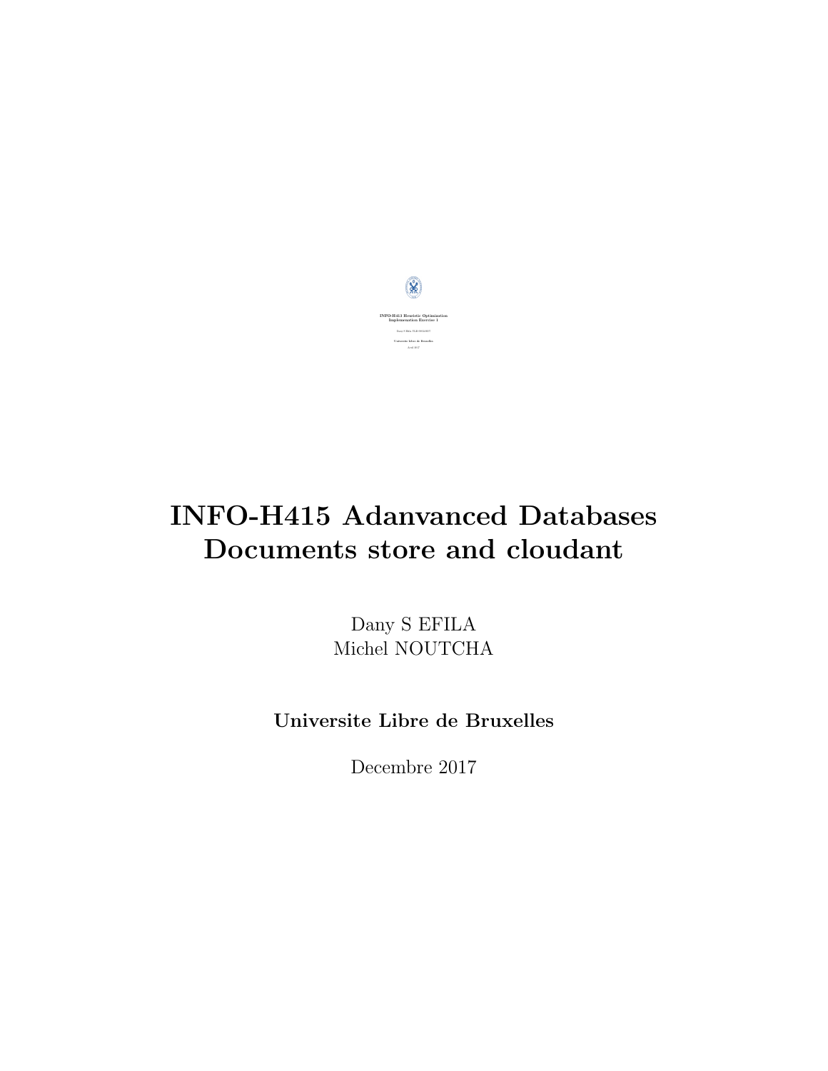# INFO-H415 Adanvanced Databases
# Documents store and cloudant

Dany S EFILA
Michel NOUTCHA

**Universite Libre de Bruxelles**

Decembre 2017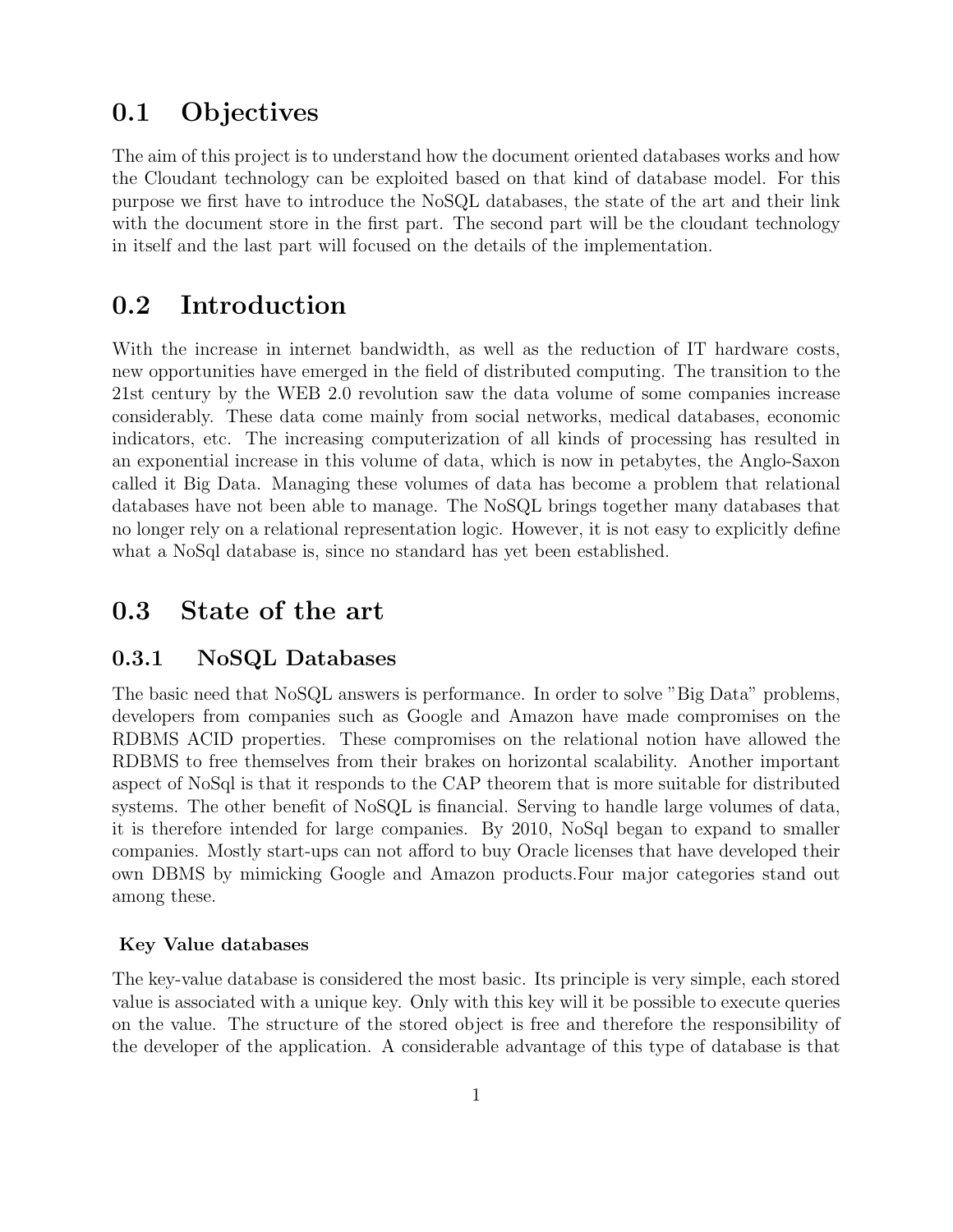## 0.1 Objectives

The aim of this project is to understand how the document oriented databases works and how the Cloudant technology can be exploited based on that kind of database model. For this purpose we first have to introduce the NoSQL databases, the state of the art and their link with the document store in the first part. The second part will be the cloudant technology in itself and the last part will focused on the details of the implementation.

## 0.2 Introduction

With the increase in internet bandwidth, as well as the reduction of IT hardware costs, new opportunities have emerged in the field of distributed computing. The transition to the 21st century by the WEB 2.0 revolution saw the data volume of some companies increase considerably. These data come mainly from social networks, medical databases, economic indicators, etc. The increasing computerization of all kinds of processing has resulted in an exponential increase in this volume of data, which is now in petabytes, the Anglo-Saxon called it Big Data. Managing these volumes of data has become a problem that relational databases have not been able to manage. The NoSQL brings together many databases that no longer rely on a relational representation logic. However, it is not easy to explicitly define what a NoSql database is, since no standard has yet been established.

## 0.3 State of the art

### 0.3.1 NoSQL Databases

The basic need that NoSQL answers is performance. In order to solve "Big Data" problems, developers from companies such as Google and Amazon have made compromises on the RDBMS ACID properties. These compromises on the relational notion have allowed the RDBMS to free themselves from their brakes on horizontal scalability. Another important aspect of NoSql is that it responds to the CAP theorem that is more suitable for distributed systems. The other benefit of NoSQL is financial. Serving to handle large volumes of data, it is therefore intended for large companies. By 2010, NoSql began to expand to smaller companies. Mostly start-ups can not afford to buy Oracle licenses that have developed their own DBMS by mimicking Google and Amazon products.Four major categories stand out among these.

#### Key Value databases

The key-value database is considered the most basic. Its principle is very simple, each stored value is associated with a unique key. Only with this key will it be possible to execute queries on the value. The structure of the stored object is free and therefore the responsibility of the developer of the application. A considerable advantage of this type of database is that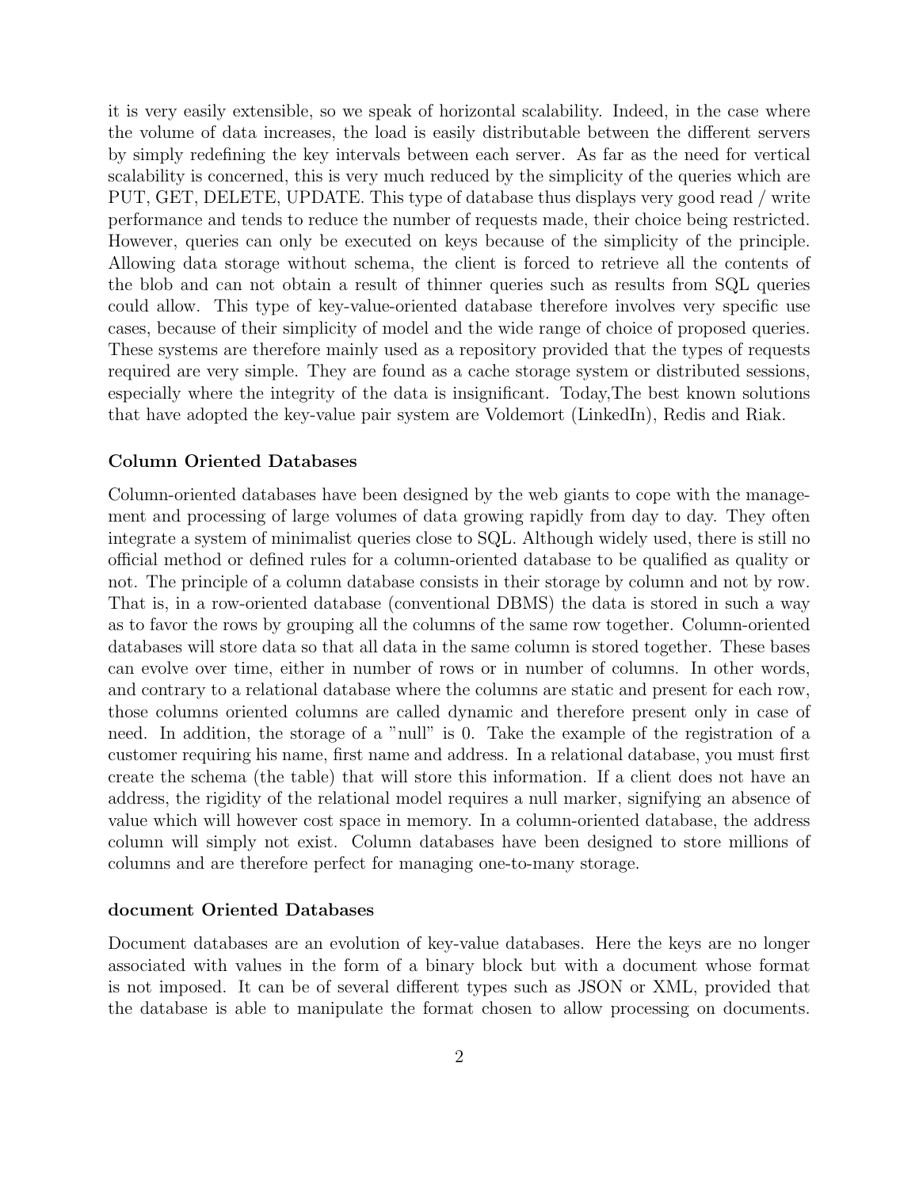it is very easily extensible, so we speak of horizontal scalability. Indeed, in the case where the volume of data increases, the load is easily distributable between the different servers by simply redefining the key intervals between each server. As far as the need for vertical scalability is concerned, this is very much reduced by the simplicity of the queries which are PUT, GET, DELETE, UPDATE. This type of database thus displays very good read / write performance and tends to reduce the number of requests made, their choice being restricted. However, queries can only be executed on keys because of the simplicity of the principle. Allowing data storage without schema, the client is forced to retrieve all the contents of the blob and can not obtain a result of thinner queries such as results from SQL queries could allow. This type of key-value-oriented database therefore involves very specific use cases, because of their simplicity of model and the wide range of choice of proposed queries. These systems are therefore mainly used as a repository provided that the types of requests required are very simple. They are found as a cache storage system or distributed sessions, especially where the integrity of the data is insignificant. Today,The best known solutions that have adopted the key-value pair system are Voldemort (LinkedIn), Redis and Riak.

#### Column Oriented Databases

Column-oriented databases have been designed by the web giants to cope with the management and processing of large volumes of data growing rapidly from day to day. They often integrate a system of minimalist queries close to SQL. Although widely used, there is still no official method or defined rules for a column-oriented database to be qualified as quality or not. The principle of a column database consists in their storage by column and not by row. That is, in a row-oriented database (conventional DBMS) the data is stored in such a way as to favor the rows by grouping all the columns of the same row together. Column-oriented databases will store data so that all data in the same column is stored together. These bases can evolve over time, either in number of rows or in number of columns. In other words, and contrary to a relational database where the columns are static and present for each row, those columns oriented columns are called dynamic and therefore present only in case of need. In addition, the storage of a "null" is 0. Take the example of the registration of a customer requiring his name, first name and address. In a relational database, you must first create the schema (the table) that will store this information. If a client does not have an address, the rigidity of the relational model requires a null marker, signifying an absence of value which will however cost space in memory. In a column-oriented database, the address column will simply not exist. Column databases have been designed to store millions of columns and are therefore perfect for managing one-to-many storage.

#### document Oriented Databases

Document databases are an evolution of key-value databases. Here the keys are no longer associated with values in the form of a binary block but with a document whose format is not imposed. It can be of several different types such as JSON or XML, provided that the database is able to manipulate the format chosen to allow processing on documents.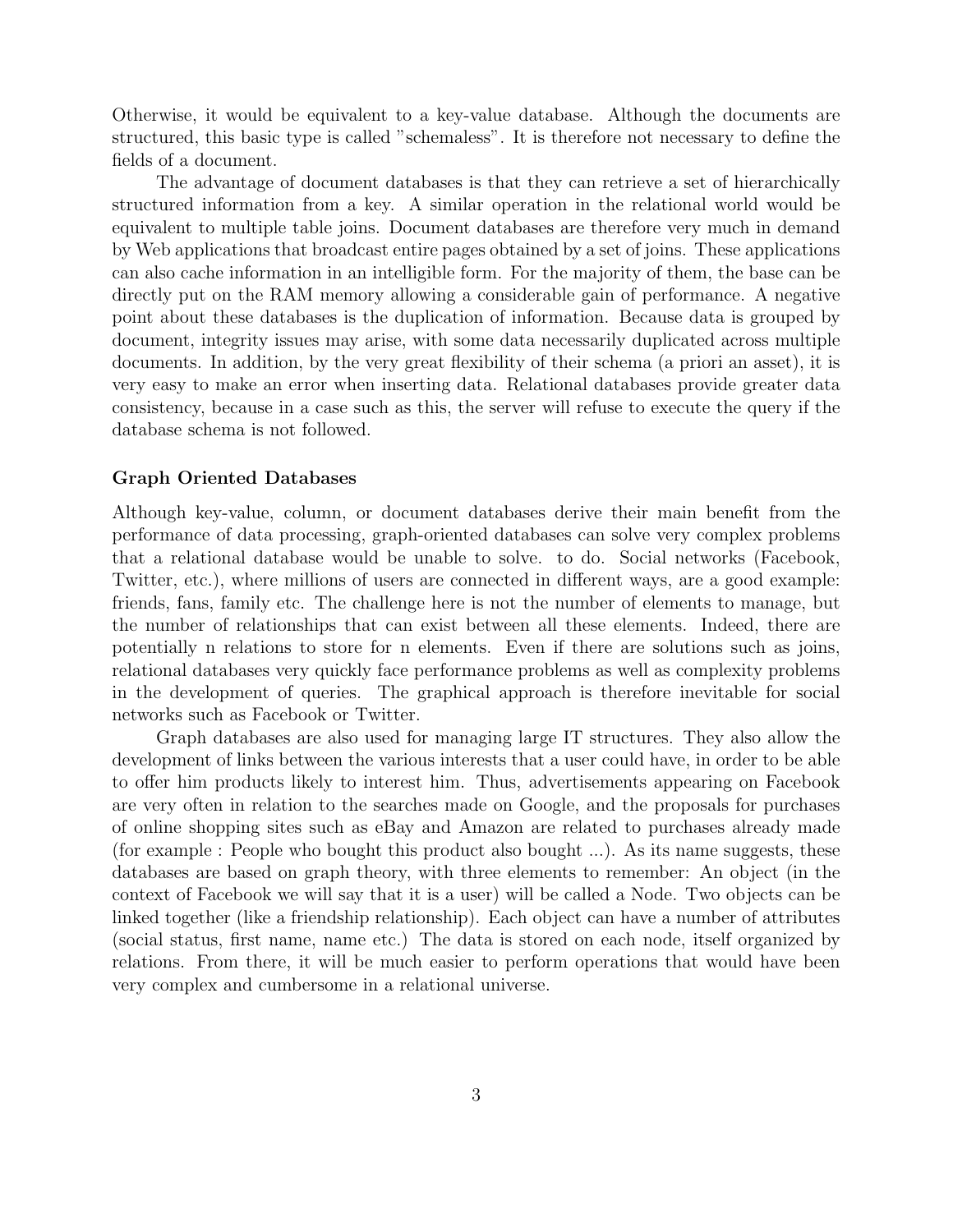Otherwise, it would be equivalent to a key-value database. Although the documents are structured, this basic type is called "schemaless". It is therefore not necessary to define the fields of a document.

The advantage of document databases is that they can retrieve a set of hierarchically structured information from a key. A similar operation in the relational world would be equivalent to multiple table joins. Document databases are therefore very much in demand by Web applications that broadcast entire pages obtained by a set of joins. These applications can also cache information in an intelligible form. For the majority of them, the base can be directly put on the RAM memory allowing a considerable gain of performance. A negative point about these databases is the duplication of information. Because data is grouped by document, integrity issues may arise, with some data necessarily duplicated across multiple documents. In addition, by the very great flexibility of their schema (a priori an asset), it is very easy to make an error when inserting data. Relational databases provide greater data consistency, because in a case such as this, the server will refuse to execute the query if the database schema is not followed.

### Graph Oriented Databases

Although key-value, column, or document databases derive their main benefit from the performance of data processing, graph-oriented databases can solve very complex problems that a relational database would be unable to solve. to do. Social networks (Facebook, Twitter, etc.), where millions of users are connected in different ways, are a good example: friends, fans, family etc. The challenge here is not the number of elements to manage, but the number of relationships that can exist between all these elements. Indeed, there are potentially n relations to store for n elements. Even if there are solutions such as joins, relational databases very quickly face performance problems as well as complexity problems in the development of queries. The graphical approach is therefore inevitable for social networks such as Facebook or Twitter.

Graph databases are also used for managing large IT structures. They also allow the development of links between the various interests that a user could have, in order to be able to offer him products likely to interest him. Thus, advertisements appearing on Facebook are very often in relation to the searches made on Google, and the proposals for purchases of online shopping sites such as eBay and Amazon are related to purchases already made (for example : People who bought this product also bought ...). As its name suggests, these databases are based on graph theory, with three elements to remember: An object (in the context of Facebook we will say that it is a user) will be called a Node. Two objects can be linked together (like a friendship relationship). Each object can have a number of attributes (social status, first name, name etc.) The data is stored on each node, itself organized by relations. From there, it will be much easier to perform operations that would have been very complex and cumbersome in a relational universe.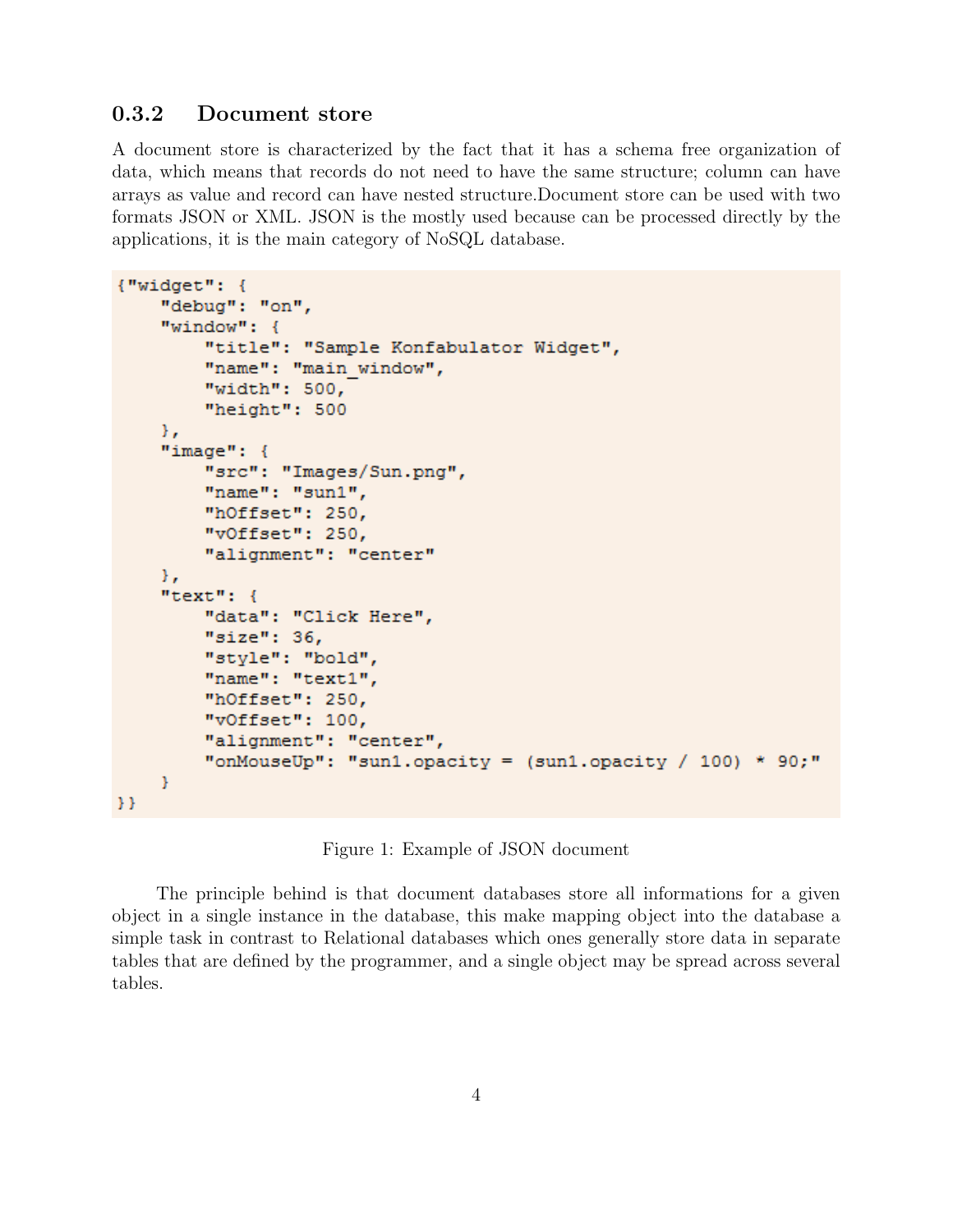### 0.3.2 Document store

A document store is characterized by the fact that it has a schema free organization of data, which means that records do not need to have the same structure; column can have arrays as value and record can have nested structure.Document store can be used with two formats JSON or XML. JSON is the mostly used because can be processed directly by the applications, it is the main category of NoSQL database.

```
{"widget": {
    "debug": "on",
    "window": {
        "title": "Sample Konfabulator Widget",
        "name": "main_window",
        "width": 500,
        "height": 500
    },
    "image": {
        "src": "Images/Sun.png",
        "name": "sun1",
        "hOffset": 250,
        "vOffset": 250,
        "alignment": "center"
    },
    "text": {
        "data": "Click Here",
        "size": 36,
        "style": "bold",
        "name": "text1",
        "hOffset": 250,
        "vOffset": 100,
        "alignment": "center",
        "onMouseUp": "sun1.opacity = (sun1.opacity / 100) * 90;"
    }
}}
```

Figure 1: Example of JSON document

The principle behind is that document databases store all informations for a given object in a single instance in the database, this make mapping object into the database a simple task in contrast to Relational databases which ones generally store data in separate tables that are defined by the programmer, and a single object may be spread across several tables.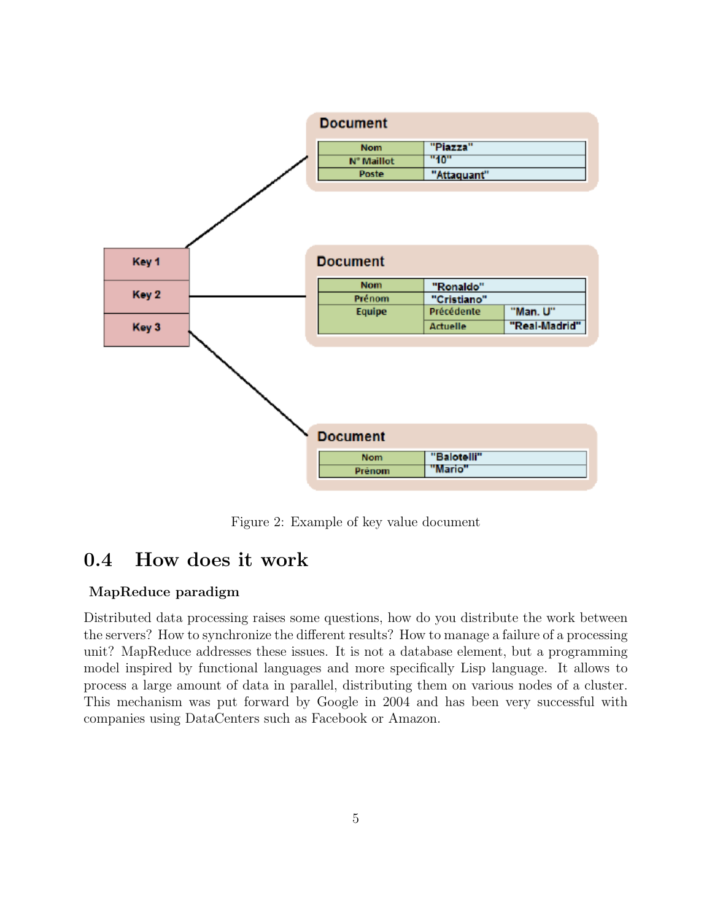Figure 2: Example of key value document

## 0.4 How does it work

**MapReduce paradigm**

Distributed data processing raises some questions, how do you distribute the work between the servers? How to synchronize the different results? How to manage a failure of a processing unit? MapReduce addresses these issues. It is not a database element, but a programming model inspired by functional languages and more specifically Lisp language. It allows to process a large amount of data in parallel, distributing them on various nodes of a cluster. This mechanism was put forward by Google in 2004 and has been very successful with companies using DataCenters such as Facebook or Amazon.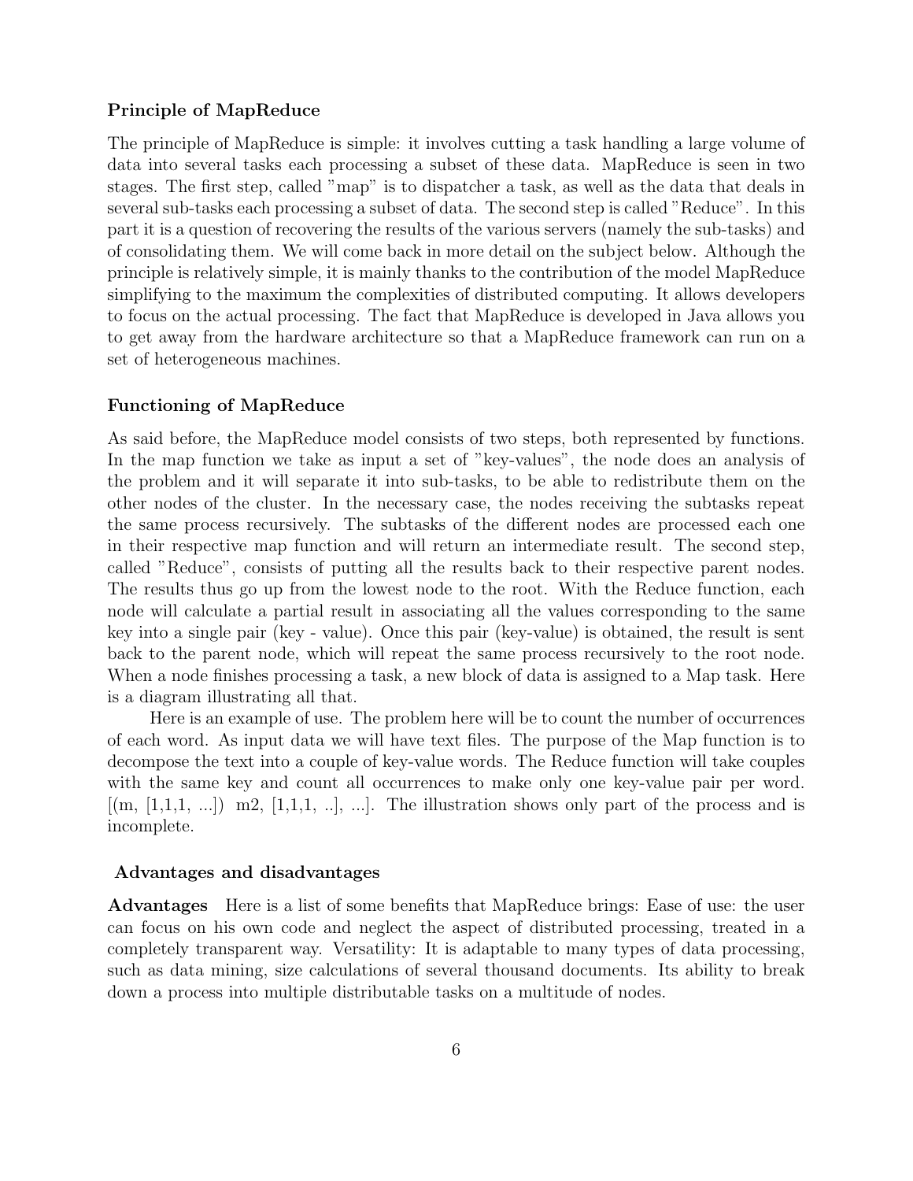**Principle of MapReduce**

The principle of MapReduce is simple: it involves cutting a task handling a large volume of data into several tasks each processing a subset of these data. MapReduce is seen in two stages. The first step, called "map" is to dispatcher a task, as well as the data that deals in several sub-tasks each processing a subset of data. The second step is called "Reduce". In this part it is a question of recovering the results of the various servers (namely the sub-tasks) and of consolidating them. We will come back in more detail on the subject below. Although the principle is relatively simple, it is mainly thanks to the contribution of the model MapReduce simplifying to the maximum the complexities of distributed computing. It allows developers to focus on the actual processing. The fact that MapReduce is developed in Java allows you to get away from the hardware architecture so that a MapReduce framework can run on a set of heterogeneous machines.

**Functioning of MapReduce**

As said before, the MapReduce model consists of two steps, both represented by functions. In the map function we take as input a set of "key-values", the node does an analysis of the problem and it will separate it into sub-tasks, to be able to redistribute them on the other nodes of the cluster. In the necessary case, the nodes receiving the subtasks repeat the same process recursively. The subtasks of the different nodes are processed each one in their respective map function and will return an intermediate result. The second step, called "Reduce", consists of putting all the results back to their respective parent nodes. The results thus go up from the lowest node to the root. With the Reduce function, each node will calculate a partial result in associating all the values corresponding to the same key into a single pair (key - value). Once this pair (key-value) is obtained, the result is sent back to the parent node, which will repeat the same process recursively to the root node. When a node finishes processing a task, a new block of data is assigned to a Map task. Here is a diagram illustrating all that.

Here is an example of use. The problem here will be to count the number of occurrences of each word. As input data we will have text files. The purpose of the Map function is to decompose the text into a couple of key-value words. The Reduce function will take couples with the same key and count all occurrences to make only one key-value pair per word. [(m, [1,1,1, ...]) m2, [1,1,1, ..], ...]. The illustration shows only part of the process and is incomplete.

**Advantages and disadvantages**

**Advantages** Here is a list of some benefits that MapReduce brings: Ease of use: the user can focus on his own code and neglect the aspect of distributed processing, treated in a completely transparent way. Versatility: It is adaptable to many types of data processing, such as data mining, size calculations of several thousand documents. Its ability to break down a process into multiple distributable tasks on a multitude of nodes.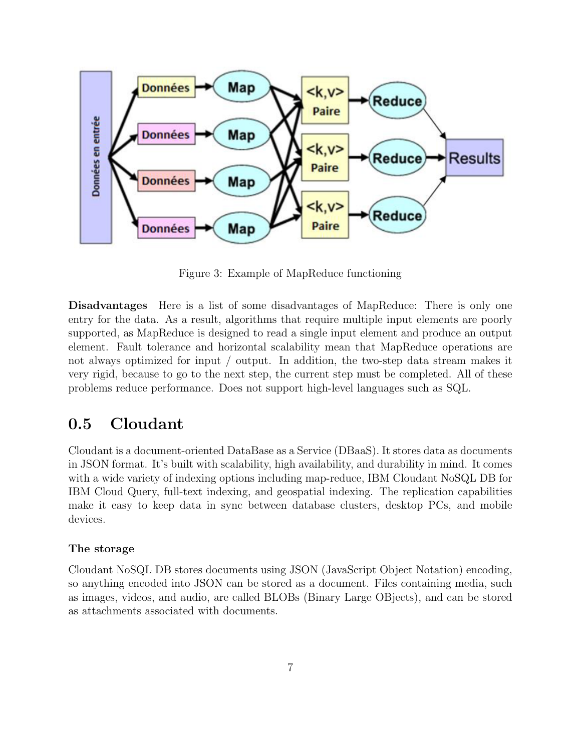Figure 3: Example of MapReduce functioning

**Disadvantages** Here is a list of some disadvantages of MapReduce: There is only one entry for the data. As a result, algorithms that require multiple input elements are poorly supported, as MapReduce is designed to read a single input element and produce an output element. Fault tolerance and horizontal scalability mean that MapReduce operations are not always optimized for input / output. In addition, the two-step data stream makes it very rigid, because to go to the next step, the current step must be completed. All of these problems reduce performance. Does not support high-level languages such as SQL.

## 0.5 Cloudant

Cloudant is a document-oriented DataBase as a Service (DBaaS). It stores data as documents in JSON format. It's built with scalability, high availability, and durability in mind. It comes with a wide variety of indexing options including map-reduce, IBM Cloudant NoSQL DB for IBM Cloud Query, full-text indexing, and geospatial indexing. The replication capabilities make it easy to keep data in sync between database clusters, desktop PCs, and mobile devices.

### The storage

Cloudant NoSQL DB stores documents using JSON (JavaScript Object Notation) encoding, so anything encoded into JSON can be stored as a document. Files containing media, such as images, videos, and audio, are called BLOBs (Binary Large OBjects), and can be stored as attachments associated with documents.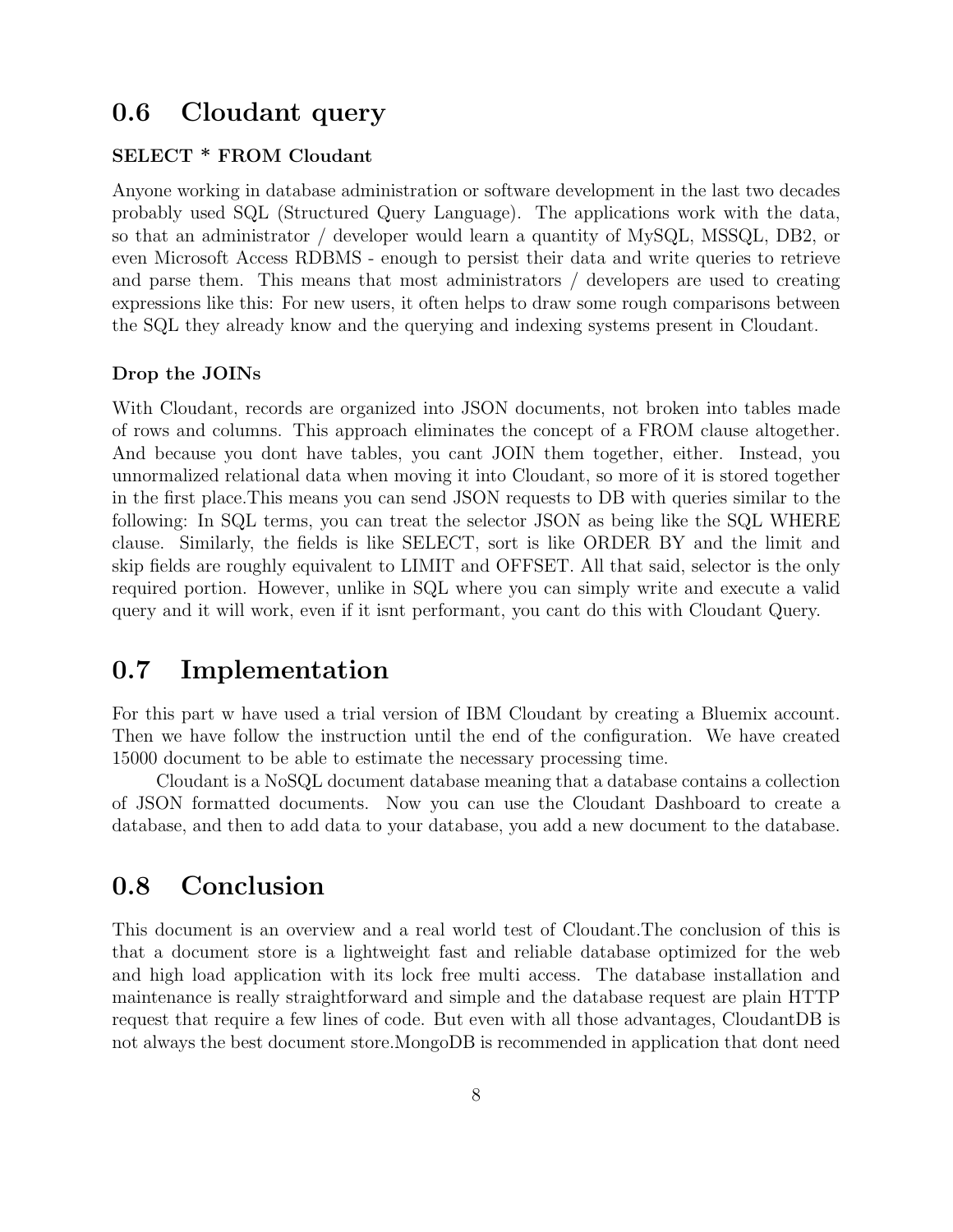## 0.6 Cloudant query

**SELECT * FROM Cloudant**

Anyone working in database administration or software development in the last two decades probably used SQL (Structured Query Language). The applications work with the data, so that an administrator / developer would learn a quantity of MySQL, MSSQL, DB2, or even Microsoft Access RDBMS - enough to persist their data and write queries to retrieve and parse them. This means that most administrators / developers are used to creating expressions like this: For new users, it often helps to draw some rough comparisons between the SQL they already know and the querying and indexing systems present in Cloudant.

**Drop the JOINs**

With Cloudant, records are organized into JSON documents, not broken into tables made of rows and columns. This approach eliminates the concept of a FROM clause altogether. And because you dont have tables, you cant JOIN them together, either. Instead, you unnormalized relational data when moving it into Cloudant, so more of it is stored together in the first place.This means you can send JSON requests to DB with queries similar to the following: In SQL terms, you can treat the selector JSON as being like the SQL WHERE clause. Similarly, the fields is like SELECT, sort is like ORDER BY and the limit and skip fields are roughly equivalent to LIMIT and OFFSET. All that said, selector is the only required portion. However, unlike in SQL where you can simply write and execute a valid query and it will work, even if it isnt performant, you cant do this with Cloudant Query.

## 0.7 Implementation

For this part w have used a trial version of IBM Cloudant by creating a Bluemix account. Then we have follow the instruction until the end of the configuration. We have created 15000 document to be able to estimate the necessary processing time.

Cloudant is a NoSQL document database meaning that a database contains a collection of JSON formatted documents. Now you can use the Cloudant Dashboard to create a database, and then to add data to your database, you add a new document to the database.

## 0.8 Conclusion

This document is an overview and a real world test of Cloudant.The conclusion of this is that a document store is a lightweight fast and reliable database optimized for the web and high load application with its lock free multi access. The database installation and maintenance is really straightforward and simple and the database request are plain HTTP request that require a few lines of code. But even with all those advantages, CloudantDB is not always the best document store.MongoDB is recommended in application that dont need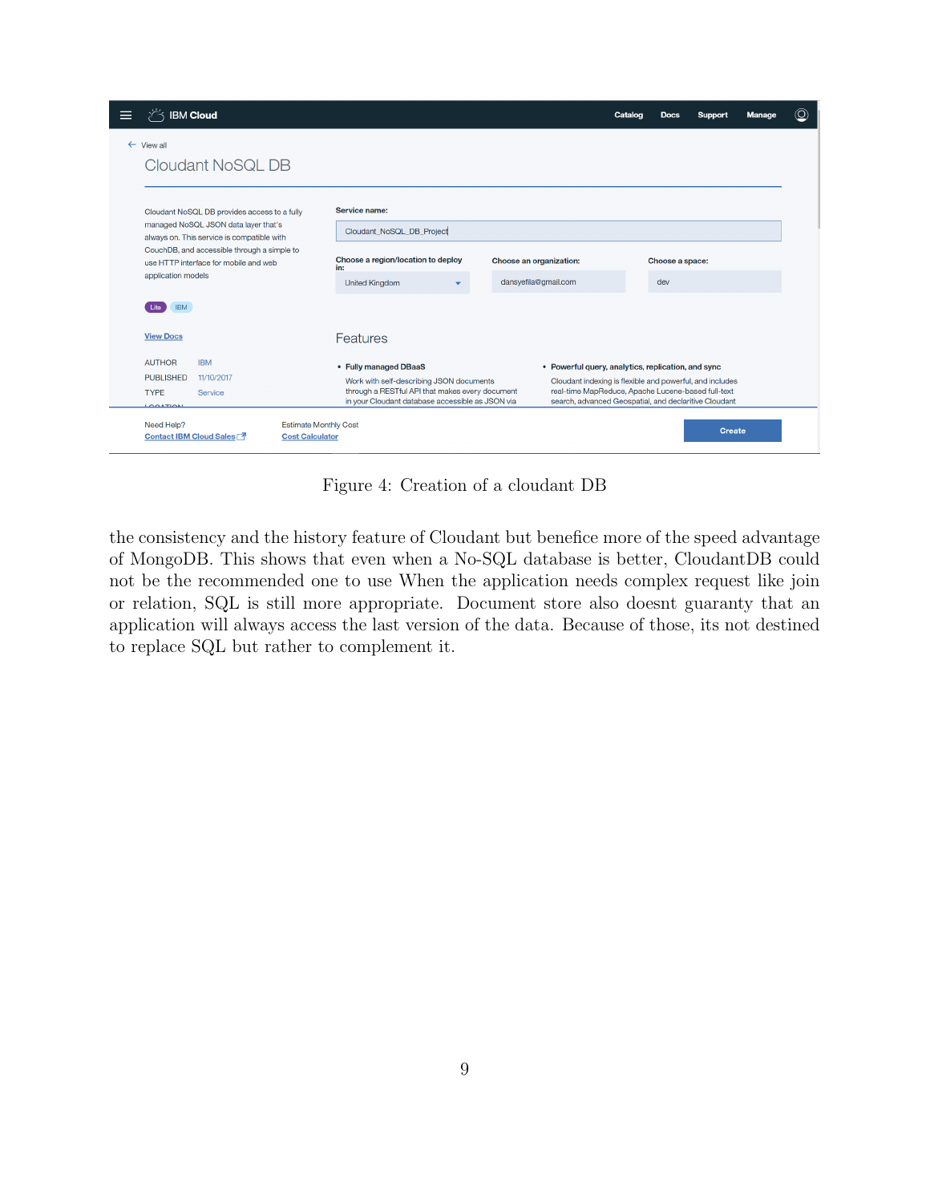Figure 4: Creation of a cloudant DB

the consistency and the history feature of Cloudant but benefice more of the speed advantage of MongoDB. This shows that even when a No-SQL database is better, CloudantDB could not be the recommended one to use When the application needs complex request like join or relation, SQL is still more appropriate. Document store also doesnt guaranty that an application will always access the last version of the data. Because of those, its not destined to replace SQL but rather to complement it.